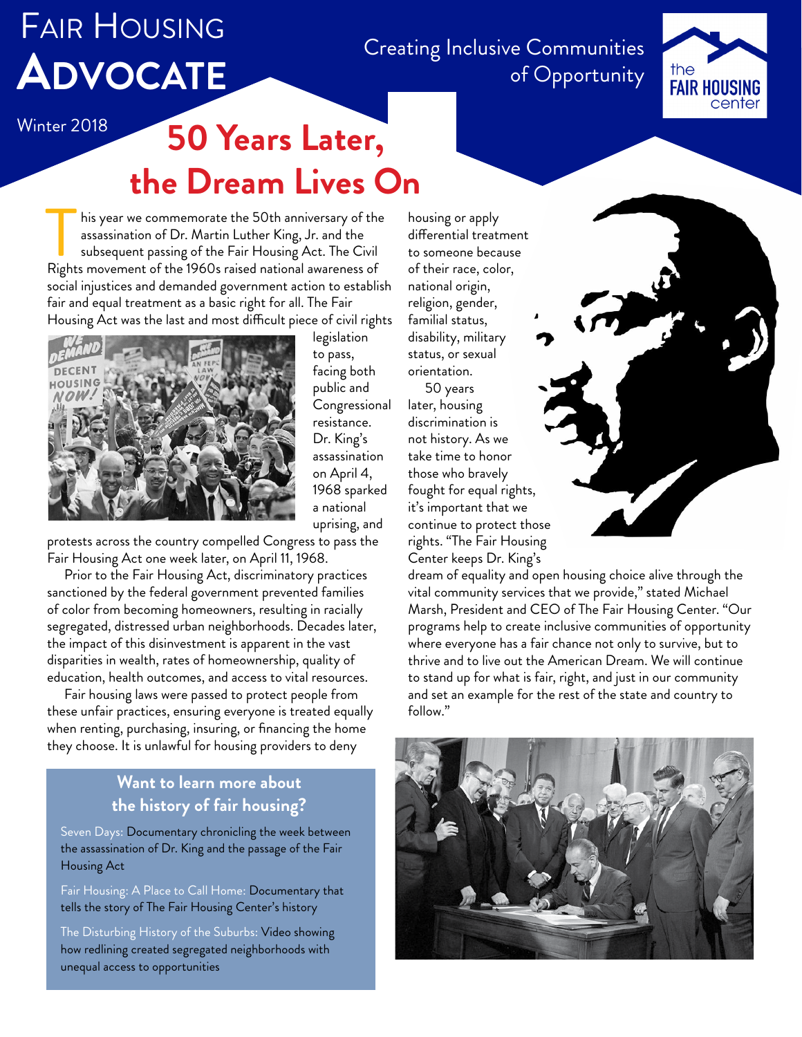# Fair Housing Advocate

Creating Inclusive Communities of Opportunity

the FAIR HOUSING center

Winter 2018

## 50 Years Later, the Dream Lives On

This year we commemorate the 50th anniversary of the assassination of Dr. Martin Luther King, Jr. and the subsequent passing of the Fair Housing Act. The Civil Rights movement of the 1960s raised national awareness of social injustices and demanded government action to establish fair and equal treatment as a basic right for all. The Fair Housing Act was the last and most difficult piece of civil rights legislation to pass, facing both public and Congressional resistance. Dr. King's assassination on April 4, 1968 sparked a national uprising, and protests across the country compelled Congress to pass the Fair Housing Act one week later, on April 11, 1968.

Prior to the Fair Housing Act, discriminatory practices sanctioned by the federal government prevented families of color from becoming homeowners, resulting in racially segregated, distressed urban neighborhoods. Decades later, the impact of this disinvestment is apparent in the vast disparities in wealth, rates of homeownership, quality of education, health outcomes, and access to vital resources.

Fair housing laws were passed to protect people from these unfair practices, ensuring everyone is treated equally when renting, purchasing, insuring, or financing the home they choose. It is unlawful for housing providers to deny housing or apply differential treatment to someone because of their race, color, national origin, religion, gender, familial status, disability, military status, or sexual orientation.

50 years later, housing discrimination is not history. As we take time to honor those who bravely fought for equal rights, it's important that we continue to protect those rights. "The Fair Housing Center keeps Dr. King's dream of equality and open housing choice alive through the vital community services that we provide," stated Michael Marsh, President and CEO of The Fair Housing Center. "Our programs help to create inclusive communities of opportunity where everyone has a fair chance not only to survive, but to thrive and to live out the American Dream. We will continue to stand up for what is fair, right, and just in our community and set an example for the rest of the state and country to follow."

### Want to learn more about the history of fair housing?

Seven Days: Documentary chronicling the week between the assassination of Dr. King and the passage of the Fair Housing Act

Fair Housing: A Place to Call Home: Documentary that tells the story of The Fair Housing Center's history

The Disturbing History of the Suburbs: Video showing how redlining created segregated neighborhoods with unequal access to opportunities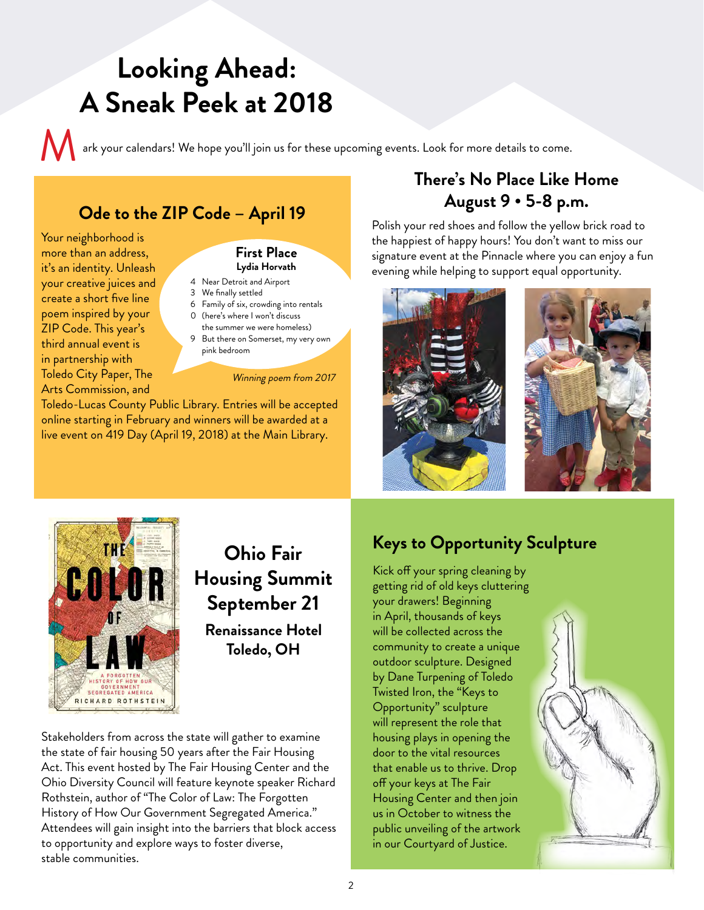# Looking Ahead: A Sneak Peek at 2018

Mark your calendars! We hope you'll join us for these upcoming events. Look for more details to come.

## Ode to the ZIP Code – April 19

Your neighborhood is more than an address, it's an identity. Unleash your creative juices and create a short five line poem inspired by your ZIP Code. This year's third annual event is in partnership with Toledo City Paper, The Arts Commission, and Toledo-Lucas County Public Library. Entries will be accepted online starting in February and winners will be awarded at a live event on 419 Day (April 19, 2018) at the Main Library.

**First Place**
**Lydia Horvath**

4 Near Detroit and Airport
3 We finally settled
6 Family of six, crowding into rentals
0 (here's where I won't discuss the summer we were homeless)
9 But there on Somerset, my very own pink bedroom

*Winning poem from 2017*

## There's No Place Like Home
## August 9 • 5-8 p.m.

Polish your red shoes and follow the yellow brick road to the happiest of happy hours! You don't want to miss our signature event at the Pinnacle where you can enjoy a fun evening while helping to support equal opportunity.

## Ohio Fair Housing Summit September 21

**Renaissance Hotel**
**Toledo, OH**

Stakeholders from across the state will gather to examine the state of fair housing 50 years after the Fair Housing Act. This event hosted by The Fair Housing Center and the Ohio Diversity Council will feature keynote speaker Richard Rothstein, author of "The Color of Law: The Forgotten History of How Our Government Segregated America." Attendees will gain insight into the barriers that block access to opportunity and explore ways to foster diverse, stable communities.

## Keys to Opportunity Sculpture

Kick off your spring cleaning by getting rid of old keys cluttering your drawers! Beginning in April, thousands of keys will be collected across the community to create a unique outdoor sculpture. Designed by Dane Turpening of Toledo Twisted Iron, the "Keys to Opportunity" sculpture will represent the role that housing plays in opening the door to the vital resources that enable us to thrive. Drop off your keys at The Fair Housing Center and then join us in October to witness the public unveiling of the artwork in our Courtyard of Justice.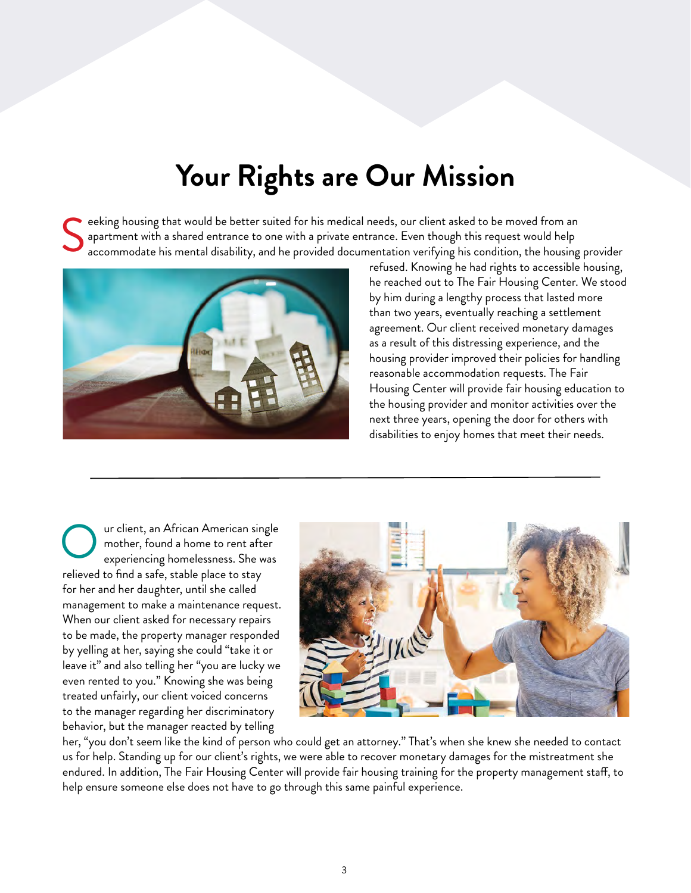# Your Rights are Our Mission

Seeking housing that would be better suited for his medical needs, our client asked to be moved from an apartment with a shared entrance to one with a private entrance. Even though this request would help accommodate his mental disability, and he provided documentation verifying his condition, the housing provider refused. Knowing he had rights to accessible housing, he reached out to The Fair Housing Center. We stood by him during a lengthy process that lasted more than two years, eventually reaching a settlement agreement. Our client received monetary damages as a result of this distressing experience, and the housing provider improved their policies for handling reasonable accommodation requests. The Fair Housing Center will provide fair housing education to the housing provider and monitor activities over the next three years, opening the door for others with disabilities to enjoy homes that meet their needs.

---

Our client, an African American single mother, found a home to rent after experiencing homelessness. She was relieved to find a safe, stable place to stay for her and her daughter, until she called management to make a maintenance request. When our client asked for necessary repairs to be made, the property manager responded by yelling at her, saying she could "take it or leave it" and also telling her "you are lucky we even rented to you." Knowing she was being treated unfairly, our client voiced concerns to the manager regarding her discriminatory behavior, but the manager reacted by telling her, "you don't seem like the kind of person who could get an attorney." That's when she knew she needed to contact us for help. Standing up for our client's rights, we were able to recover monetary damages for the mistreatment she endured. In addition, The Fair Housing Center will provide fair housing training for the property management staff, to help ensure someone else does not have to go through this same painful experience.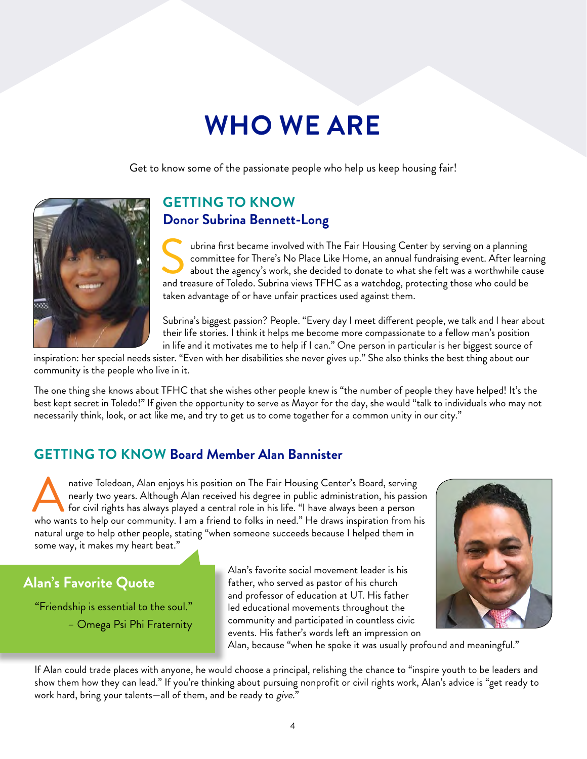# WHO WE ARE

Get to know some of the passionate people who help us keep housing fair!

## GETTING TO KNOW Donor Subrina Bennett-Long

Subrina first became involved with The Fair Housing Center by serving on a planning committee for There's No Place Like Home, an annual fundraising event. After learning about the agency's work, she decided to donate to what she felt was a worthwhile cause and treasure of Toledo. Subrina views TFHC as a watchdog, protecting those who could be taken advantage of or have unfair practices used against them.

Subrina's biggest passion? People. "Every day I meet different people, we talk and I hear about their life stories. I think it helps me become more compassionate to a fellow man's position in life and it motivates me to help if I can." One person in particular is her biggest source of inspiration: her special needs sister. "Even with her disabilities she never gives up." She also thinks the best thing about our community is the people who live in it.

The one thing she knows about TFHC that she wishes other people knew is "the number of people they have helped! It's the best kept secret in Toledo!" If given the opportunity to serve as Mayor for the day, she would "talk to individuals who may not necessarily think, look, or act like me, and try to get us to come together for a common unity in our city."

## GETTING TO KNOW Board Member Alan Bannister

A native Toledoan, Alan enjoys his position on The Fair Housing Center's Board, serving nearly two years. Although Alan received his degree in public administration, his passion for civil rights has always played a central role in his life. "I have always been a person who wants to help our community. I am a friend to folks in need." He draws inspiration from his natural urge to help other people, stating "when someone succeeds because I helped them in some way, it makes my heart beat."

Alan's favorite social movement leader is his father, who served as pastor of his church and professor of education at UT. His father led educational movements throughout the community and participated in countless civic events. His father's words left an impression on Alan, because "when he spoke it was usually profound and meaningful."

### Alan's Favorite Quote

"Friendship is essential to the soul."
– Omega Psi Phi Fraternity

If Alan could trade places with anyone, he would choose a principal, relishing the chance to "inspire youth to be leaders and show them how they can lead." If you're thinking about pursuing nonprofit or civil rights work, Alan's advice is "get ready to work hard, bring your talents—all of them, and be ready to *give*."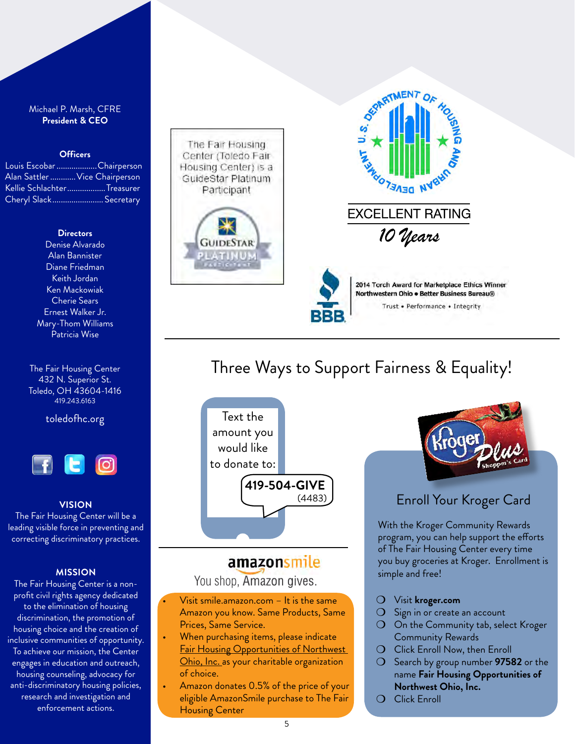Michael P. Marsh, CFRE
**President & CEO**

**Officers**

Louis Escobar .................. Chairperson
Alan Sattler ........... Vice Chairperson
Kellie Schlachter ................. Treasurer
Cheryl Slack ........................ Secretary

**Directors**

Denise Alvarado
Alan Bannister
Diane Friedman
Keith Jordan
Ken Mackowiak
Cherie Sears
Ernest Walker Jr.
Mary-Thom Williams
Patricia Wise

The Fair Housing Center
432 N. Superior St.
Toledo, OH 43604-1416
419.243.6163

toledofhc.org

**VISION**

The Fair Housing Center will be a leading visible force in preventing and correcting discriminatory practices.

**MISSION**

The Fair Housing Center is a non-profit civil rights agency dedicated to the elimination of housing discrimination, the promotion of housing choice and the creation of inclusive communities of opportunity. To achieve our mission, the Center engages in education and outreach, housing counseling, advocacy for anti-discriminatory housing policies, research and investigation and enforcement actions.

The Fair Housing Center (Toledo Fair Housing Center) is a GuideStar Platinum Participant

GUIDESTAR PLATINUM PARTICIPANT

U.S. DEPARTMENT OF HOUSING AND URBAN DEVELOPMENT

EXCELLENT RATING

*10 Years*

BBB

2014 Torch Award for Marketplace Ethics Winner
Northwestern Ohio • Better Business Bureau®

Trust • Performance • Integrity

# Three Ways to Support Fairness & Equality!

Text the amount you would like to donate to:

**419-504-GIVE**
(4483)

## amazonsmile

You shop, Amazon gives.

- Visit smile.amazon.com – It is the same Amazon you know. Same Products, Same Prices, Same Service.
- When purchasing items, please indicate Fair Housing Opportunities of Northwest Ohio, Inc. as your charitable organization of choice.
- Amazon donates 0.5% of the price of your eligible AmazonSmile purchase to The Fair Housing Center

## Enroll Your Kroger Card

With the Kroger Community Rewards program, you can help support the efforts of The Fair Housing Center every time you buy groceries at Kroger. Enrollment is simple and free!

- Visit **kroger.com**
- Sign in or create an account
- On the Community tab, select Kroger Community Rewards
- Click Enroll Now, then Enroll
- Search by group number **97582** or the name **Fair Housing Opportunities of Northwest Ohio, Inc.**
- Click Enroll